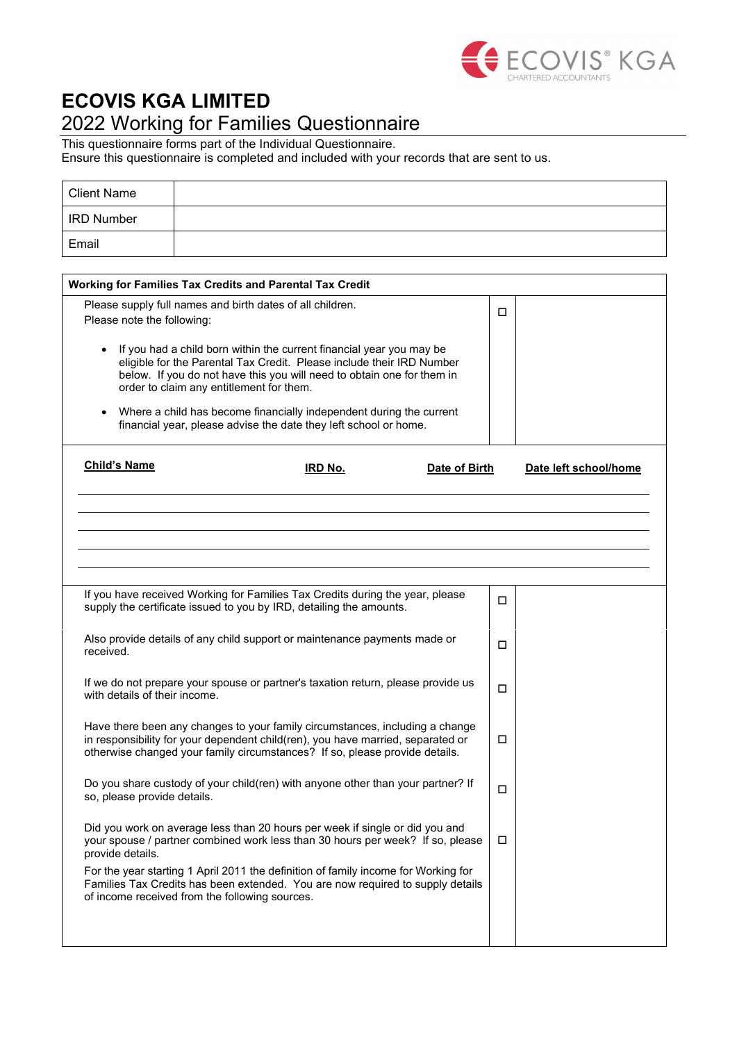# ECOVIS KGA LIMITED

## 2022 Working for Families Questionnaire

This questionnaire forms part of the Individual Questionnaire.
Ensure this questionnaire is completed and included with your records that are sent to us.

| | |
|---|---|
| Client Name | |
| IRD Number | |
| Email | |

### Working for Families Tax Credits and Parental Tax Credit

Please supply full names and birth dates of all children. ☐

Please note the following:

- If you had a child born within the current financial year you may be eligible for the Parental Tax Credit. Please include their IRD Number below. If you do not have this you will need to obtain one for them in order to claim any entitlement for them.
- Where a child has become financially independent during the current financial year, please advise the date they left school or home.

| Child's Name | IRD No. | Date of Birth | Date left school/home |
|---|---|---|---|
| | | | |
| | | | |
| | | | |
| | | | |

If you have received Working for Families Tax Credits during the year, please supply the certificate issued to you by IRD, detailing the amounts. ☐

Also provide details of any child support or maintenance payments made or received. ☐

If we do not prepare your spouse or partner's taxation return, please provide us with details of their income. ☐

Have there been any changes to your family circumstances, including a change in responsibility for your dependent child(ren), you have married, separated or otherwise changed your family circumstances? If so, please provide details. ☐

Do you share custody of your child(ren) with anyone other than your partner? If so, please provide details. ☐

Did you work on average less than 20 hours per week if single or did you and your spouse / partner combined work less than 30 hours per week? If so, please provide details. ☐

For the year starting 1 April 2011 the definition of family income for Working for Families Tax Credits has been extended. You are now required to supply details of income received from the following sources.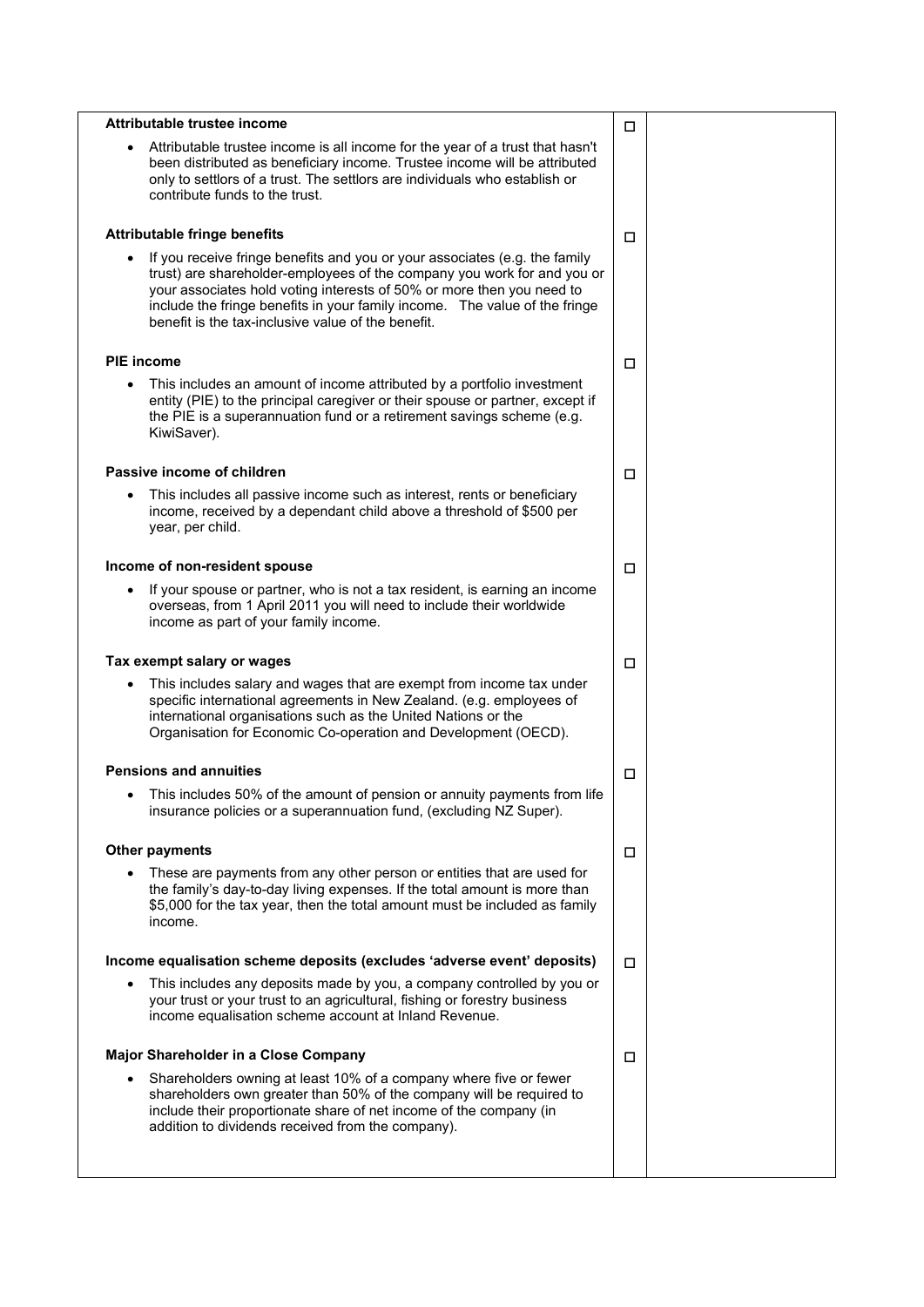| | | |
|---|---|---|
| **Attributable trustee income**<br><br>• Attributable trustee income is all income for the year of a trust that hasn't been distributed as beneficiary income. Trustee income will be attributed only to settlors of a trust. The settlors are individuals who establish or contribute funds to the trust. | ☐ | |
| **Attributable fringe benefits**<br><br>• If you receive fringe benefits and you or your associates (e.g. the family trust) are shareholder-employees of the company you work for and you or your associates hold voting interests of 50% or more then you need to include the fringe benefits in your family income. The value of the fringe benefit is the tax-inclusive value of the benefit. | ☐ | |
| **PIE income**<br><br>• This includes an amount of income attributed by a portfolio investment entity (PIE) to the principal caregiver or their spouse or partner, except if the PIE is a superannuation fund or a retirement savings scheme (e.g. KiwiSaver). | ☐ | |
| **Passive income of children**<br><br>• This includes all passive income such as interest, rents or beneficiary income, received by a dependant child above a threshold of $500 per year, per child. | ☐ | |
| **Income of non-resident spouse**<br><br>• If your spouse or partner, who is not a tax resident, is earning an income overseas, from 1 April 2011 you will need to include their worldwide income as part of your family income. | ☐ | |
| **Tax exempt salary or wages**<br><br>• This includes salary and wages that are exempt from income tax under specific international agreements in New Zealand. (e.g. employees of international organisations such as the United Nations or the Organisation for Economic Co-operation and Development (OECD). | ☐ | |
| **Pensions and annuities**<br><br>• This includes 50% of the amount of pension or annuity payments from life insurance policies or a superannuation fund, (excluding NZ Super). | ☐ | |
| **Other payments**<br><br>• These are payments from any other person or entities that are used for the family's day-to-day living expenses. If the total amount is more than $5,000 for the tax year, then the total amount must be included as family income. | ☐ | |
| **Income equalisation scheme deposits (excludes 'adverse event' deposits)**<br><br>• This includes any deposits made by you, a company controlled by you or your trust or your trust to an agricultural, fishing or forestry business income equalisation scheme account at Inland Revenue. | ☐ | |
| **Major Shareholder in a Close Company**<br><br>• Shareholders owning at least 10% of a company where five or fewer shareholders own greater than 50% of the company will be required to include their proportionate share of net income of the company (in addition to dividends received from the company). | ☐ | |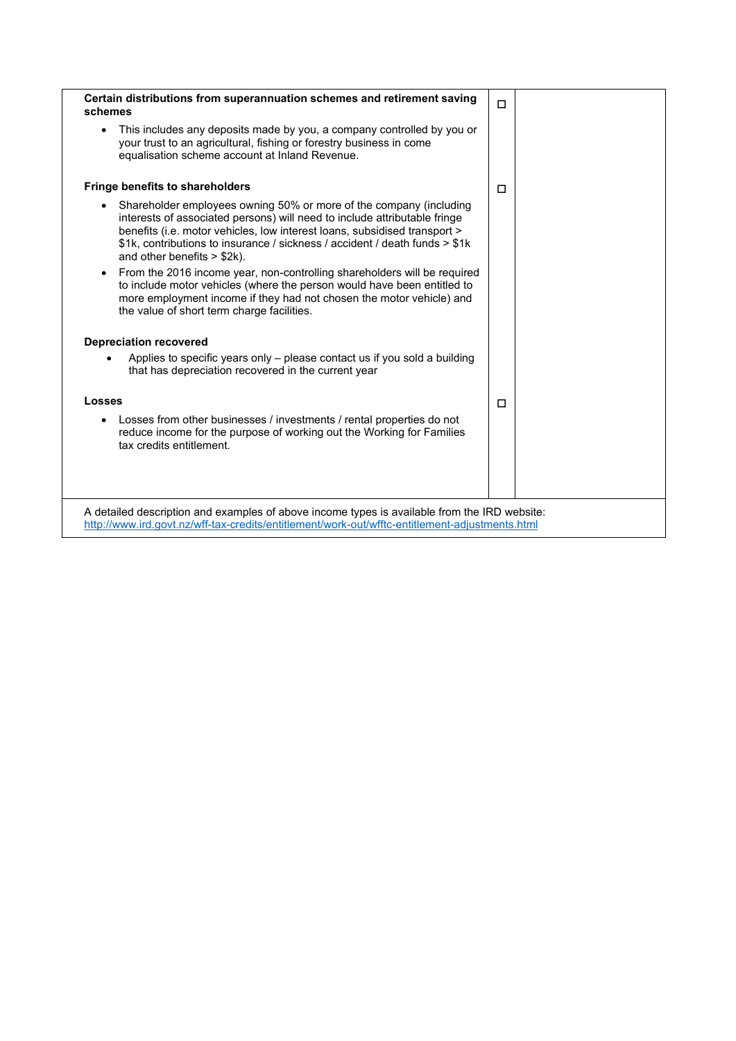| | | |
|---|---|---|
| **Certain distributions from superannuation schemes and retirement saving schemes**<br><br>• This includes any deposits made by you, a company controlled by you or your trust to an agricultural, fishing or forestry business in come equalisation scheme account at Inland Revenue.<br><br>**Fringe benefits to shareholders**<br><br>• Shareholder employees owning 50% or more of the company (including interests of associated persons) will need to include attributable fringe benefits (i.e. motor vehicles, low interest loans, subsidised transport > $1k, contributions to insurance / sickness / accident / death funds > $1k and other benefits > $2k).<br>• From the 2016 income year, non-controlling shareholders will be required to include motor vehicles (where the person would have been entitled to more employment income if they had not chosen the motor vehicle) and the value of short term charge facilities.<br><br>**Depreciation recovered**<br><br>• Applies to specific years only – please contact us if you sold a building that has depreciation recovered in the current year<br><br>**Losses**<br><br>• Losses from other businesses / investments / rental properties do not reduce income for the purpose of working out the Working for Families tax credits entitlement. | ☐<br><br><br><br><br>☐<br><br><br><br><br><br><br><br><br><br><br><br><br><br>☐ | |
| A detailed description and examples of above income types is available from the IRD website: http://www.ird.govt.nz/wff-tax-credits/entitlement/work-out/wfftc-entitlement-adjustments.html | | |